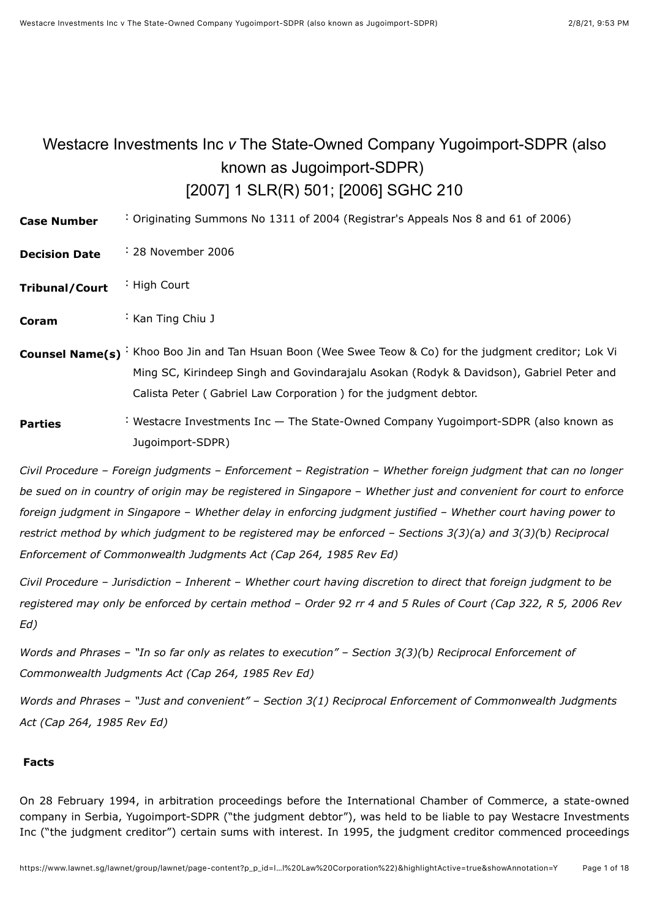# Westacre Investments Inc *v* The State-Owned Company Yugoimport-SDPR (also known as Jugoimport-SDPR)
# [2007] 1 SLR(R) 501; [2006] SGHC 210

| | |
|---|---|
| **Case Number** | : Originating Summons No 1311 of 2004 (Registrar's Appeals Nos 8 and 61 of 2006) |
| **Decision Date** | : 28 November 2006 |
| **Tribunal/Court** | : High Court |
| **Coram** | : Kan Ting Chiu J |
| **Counsel Name(s)** | : Khoo Boo Jin and Tan Hsuan Boon (Wee Swee Teow & Co) for the judgment creditor; Lok Vi Ming SC, Kirindeep Singh and Govindarajalu Asokan (Rodyk & Davidson), Gabriel Peter and Calista Peter ( Gabriel Law Corporation ) for the judgment debtor. |
| **Parties** | : Westacre Investments Inc — The State-Owned Company Yugoimport-SDPR (also known as Jugoimport-SDPR) |

*Civil Procedure – Foreign judgments – Enforcement – Registration – Whether foreign judgment that can no longer be sued on in country of origin may be registered in Singapore – Whether just and convenient for court to enforce foreign judgment in Singapore – Whether delay in enforcing judgment justified – Whether court having power to restrict method by which judgment to be registered may be enforced – Sections 3(3)(*a*) and 3(3)(*b*) Reciprocal Enforcement of Commonwealth Judgments Act (Cap 264, 1985 Rev Ed)*

*Civil Procedure – Jurisdiction – Inherent – Whether court having discretion to direct that foreign judgment to be registered may only be enforced by certain method – Order 92 rr 4 and 5 Rules of Court (Cap 322, R 5, 2006 Rev Ed)*

*Words and Phrases – "In so far only as relates to execution" – Section 3(3)(*b*) Reciprocal Enforcement of Commonwealth Judgments Act (Cap 264, 1985 Rev Ed)*

*Words and Phrases – "Just and convenient" – Section 3(1) Reciprocal Enforcement of Commonwealth Judgments Act (Cap 264, 1985 Rev Ed)*

**Facts**

On 28 February 1994, in arbitration proceedings before the International Chamber of Commerce, a state-owned company in Serbia, Yugoimport-SDPR ("the judgment debtor"), was held to be liable to pay Westacre Investments Inc ("the judgment creditor") certain sums with interest. In 1995, the judgment creditor commenced proceedings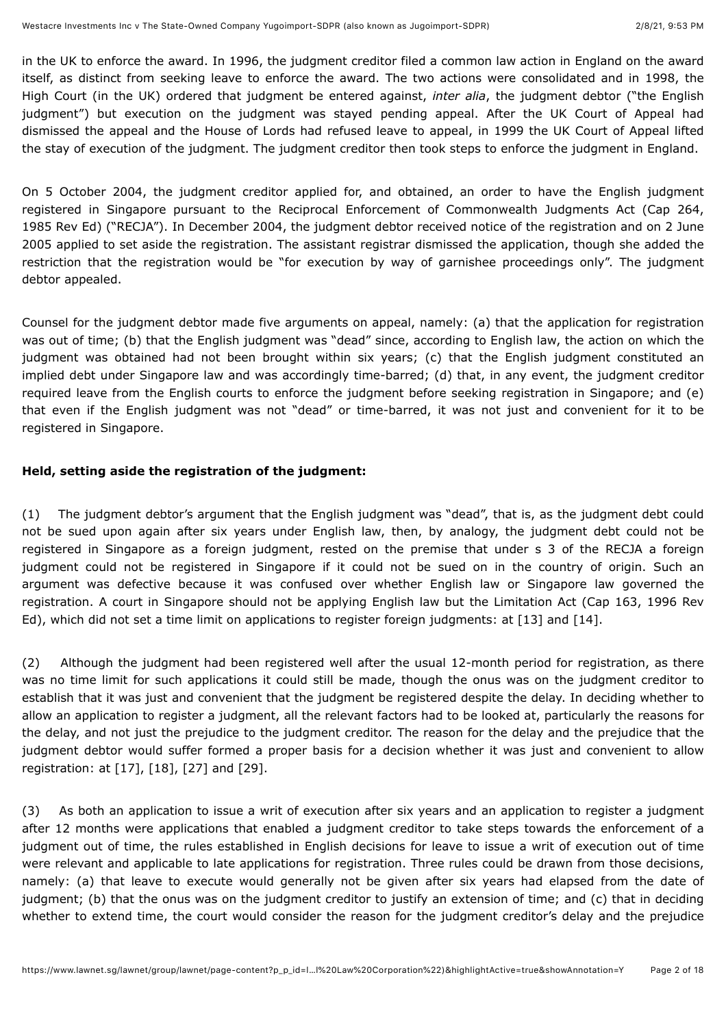in the UK to enforce the award. In 1996, the judgment creditor filed a common law action in England on the award itself, as distinct from seeking leave to enforce the award. The two actions were consolidated and in 1998, the High Court (in the UK) ordered that judgment be entered against, *inter alia*, the judgment debtor ("the English judgment") but execution on the judgment was stayed pending appeal. After the UK Court of Appeal had dismissed the appeal and the House of Lords had refused leave to appeal, in 1999 the UK Court of Appeal lifted the stay of execution of the judgment. The judgment creditor then took steps to enforce the judgment in England.

On 5 October 2004, the judgment creditor applied for, and obtained, an order to have the English judgment registered in Singapore pursuant to the Reciprocal Enforcement of Commonwealth Judgments Act (Cap 264, 1985 Rev Ed) ("RECJA"). In December 2004, the judgment debtor received notice of the registration and on 2 June 2005 applied to set aside the registration. The assistant registrar dismissed the application, though she added the restriction that the registration would be "for execution by way of garnishee proceedings only". The judgment debtor appealed.

Counsel for the judgment debtor made five arguments on appeal, namely: (a) that the application for registration was out of time; (b) that the English judgment was "dead" since, according to English law, the action on which the judgment was obtained had not been brought within six years; (c) that the English judgment constituted an implied debt under Singapore law and was accordingly time-barred; (d) that, in any event, the judgment creditor required leave from the English courts to enforce the judgment before seeking registration in Singapore; and (e) that even if the English judgment was not "dead" or time-barred, it was not just and convenient for it to be registered in Singapore.

**Held, setting aside the registration of the judgment:**

(1) The judgment debtor's argument that the English judgment was "dead", that is, as the judgment debt could not be sued upon again after six years under English law, then, by analogy, the judgment debt could not be registered in Singapore as a foreign judgment, rested on the premise that under s 3 of the RECJA a foreign judgment could not be registered in Singapore if it could not be sued on in the country of origin. Such an argument was defective because it was confused over whether English law or Singapore law governed the registration. A court in Singapore should not be applying English law but the Limitation Act (Cap 163, 1996 Rev Ed), which did not set a time limit on applications to register foreign judgments: at [13] and [14].

(2) Although the judgment had been registered well after the usual 12-month period for registration, as there was no time limit for such applications it could still be made, though the onus was on the judgment creditor to establish that it was just and convenient that the judgment be registered despite the delay. In deciding whether to allow an application to register a judgment, all the relevant factors had to be looked at, particularly the reasons for the delay, and not just the prejudice to the judgment creditor. The reason for the delay and the prejudice that the judgment debtor would suffer formed a proper basis for a decision whether it was just and convenient to allow registration: at [17], [18], [27] and [29].

(3) As both an application to issue a writ of execution after six years and an application to register a judgment after 12 months were applications that enabled a judgment creditor to take steps towards the enforcement of a judgment out of time, the rules established in English decisions for leave to issue a writ of execution out of time were relevant and applicable to late applications for registration. Three rules could be drawn from those decisions, namely: (a) that leave to execute would generally not be given after six years had elapsed from the date of judgment; (b) that the onus was on the judgment creditor to justify an extension of time; and (c) that in deciding whether to extend time, the court would consider the reason for the judgment creditor's delay and the prejudice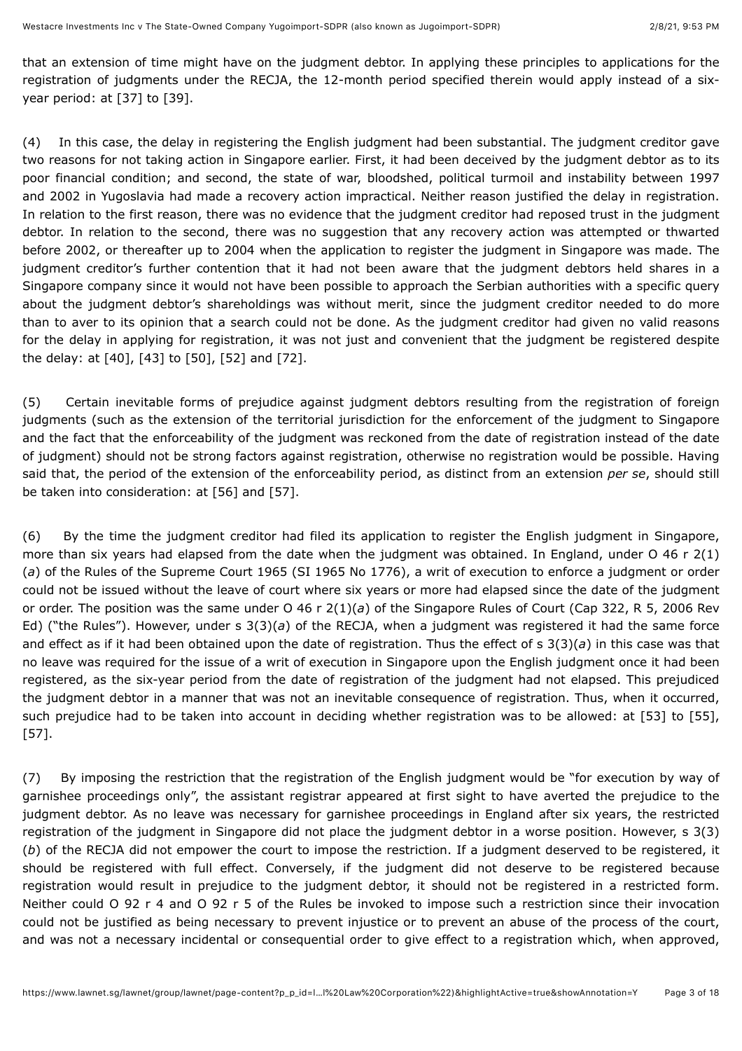that an extension of time might have on the judgment debtor. In applying these principles to applications for the registration of judgments under the RECJA, the 12-month period specified therein would apply instead of a six-year period: at [37] to [39].

(4) In this case, the delay in registering the English judgment had been substantial. The judgment creditor gave two reasons for not taking action in Singapore earlier. First, it had been deceived by the judgment debtor as to its poor financial condition; and second, the state of war, bloodshed, political turmoil and instability between 1997 and 2002 in Yugoslavia had made a recovery action impractical. Neither reason justified the delay in registration. In relation to the first reason, there was no evidence that the judgment creditor had reposed trust in the judgment debtor. In relation to the second, there was no suggestion that any recovery action was attempted or thwarted before 2002, or thereafter up to 2004 when the application to register the judgment in Singapore was made. The judgment creditor's further contention that it had not been aware that the judgment debtors held shares in a Singapore company since it would not have been possible to approach the Serbian authorities with a specific query about the judgment debtor's shareholdings was without merit, since the judgment creditor needed to do more than to aver to its opinion that a search could not be done. As the judgment creditor had given no valid reasons for the delay in applying for registration, it was not just and convenient that the judgment be registered despite the delay: at [40], [43] to [50], [52] and [72].

(5) Certain inevitable forms of prejudice against judgment debtors resulting from the registration of foreign judgments (such as the extension of the territorial jurisdiction for the enforcement of the judgment to Singapore and the fact that the enforceability of the judgment was reckoned from the date of registration instead of the date of judgment) should not be strong factors against registration, otherwise no registration would be possible. Having said that, the period of the extension of the enforceability period, as distinct from an extension *per se*, should still be taken into consideration: at [56] and [57].

(6) By the time the judgment creditor had filed its application to register the English judgment in Singapore, more than six years had elapsed from the date when the judgment was obtained. In England, under O 46 r 2(1)(*a*) of the Rules of the Supreme Court 1965 (SI 1965 No 1776), a writ of execution to enforce a judgment or order could not be issued without the leave of court where six years or more had elapsed since the date of the judgment or order. The position was the same under O 46 r 2(1)(*a*) of the Singapore Rules of Court (Cap 322, R 5, 2006 Rev Ed) ("the Rules"). However, under s 3(3)(*a*) of the RECJA, when a judgment was registered it had the same force and effect as if it had been obtained upon the date of registration. Thus the effect of s 3(3)(*a*) in this case was that no leave was required for the issue of a writ of execution in Singapore upon the English judgment once it had been registered, as the six-year period from the date of registration of the judgment had not elapsed. This prejudiced the judgment debtor in a manner that was not an inevitable consequence of registration. Thus, when it occurred, such prejudice had to be taken into account in deciding whether registration was to be allowed: at [53] to [55], [57].

(7) By imposing the restriction that the registration of the English judgment would be "for execution by way of garnishee proceedings only", the assistant registrar appeared at first sight to have averted the prejudice to the judgment debtor. As no leave was necessary for garnishee proceedings in England after six years, the restricted registration of the judgment in Singapore did not place the judgment debtor in a worse position. However, s 3(3)(*b*) of the RECJA did not empower the court to impose the restriction. If a judgment deserved to be registered, it should be registered with full effect. Conversely, if the judgment did not deserve to be registered because registration would result in prejudice to the judgment debtor, it should not be registered in a restricted form. Neither could O 92 r 4 and O 92 r 5 of the Rules be invoked to impose such a restriction since their invocation could not be justified as being necessary to prevent injustice or to prevent an abuse of the process of the court, and was not a necessary incidental or consequential order to give effect to a registration which, when approved,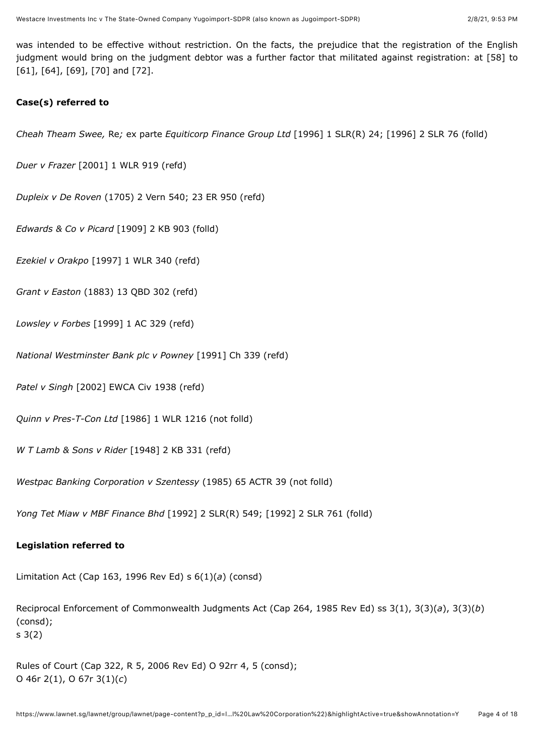was intended to be effective without restriction. On the facts, the prejudice that the registration of the English judgment would bring on the judgment debtor was a further factor that militated against registration: at [58] to [61], [64], [69], [70] and [72].

**Case(s) referred to**

*Cheah Theam Swee,* Re*;* ex parte *Equiticorp Finance Group Ltd* [1996] 1 SLR(R) 24; [1996] 2 SLR 76 (folld)

*Duer v Frazer* [2001] 1 WLR 919 (refd)

*Dupleix v De Roven* (1705) 2 Vern 540; 23 ER 950 (refd)

*Edwards & Co v Picard* [1909] 2 KB 903 (folld)

*Ezekiel v Orakpo* [1997] 1 WLR 340 (refd)

*Grant v Easton* (1883) 13 QBD 302 (refd)

*Lowsley v Forbes* [1999] 1 AC 329 (refd)

*National Westminster Bank plc v Powney* [1991] Ch 339 (refd)

*Patel v Singh* [2002] EWCA Civ 1938 (refd)

*Quinn v Pres-T-Con Ltd* [1986] 1 WLR 1216 (not folld)

*W T Lamb & Sons v Rider* [1948] 2 KB 331 (refd)

*Westpac Banking Corporation v Szentessy* (1985) 65 ACTR 39 (not folld)

*Yong Tet Miaw v MBF Finance Bhd* [1992] 2 SLR(R) 549; [1992] 2 SLR 761 (folld)

**Legislation referred to**

Limitation Act (Cap 163, 1996 Rev Ed) s 6(1)(*a*) (consd)

Reciprocal Enforcement of Commonwealth Judgments Act (Cap 264, 1985 Rev Ed) ss 3(1), 3(3)(*a*), 3(3)(*b*) (consd);
s 3(2)

Rules of Court (Cap 322, R 5, 2006 Rev Ed) O 92rr 4, 5 (consd);
O 46r 2(1), O 67r 3(1)(*c*)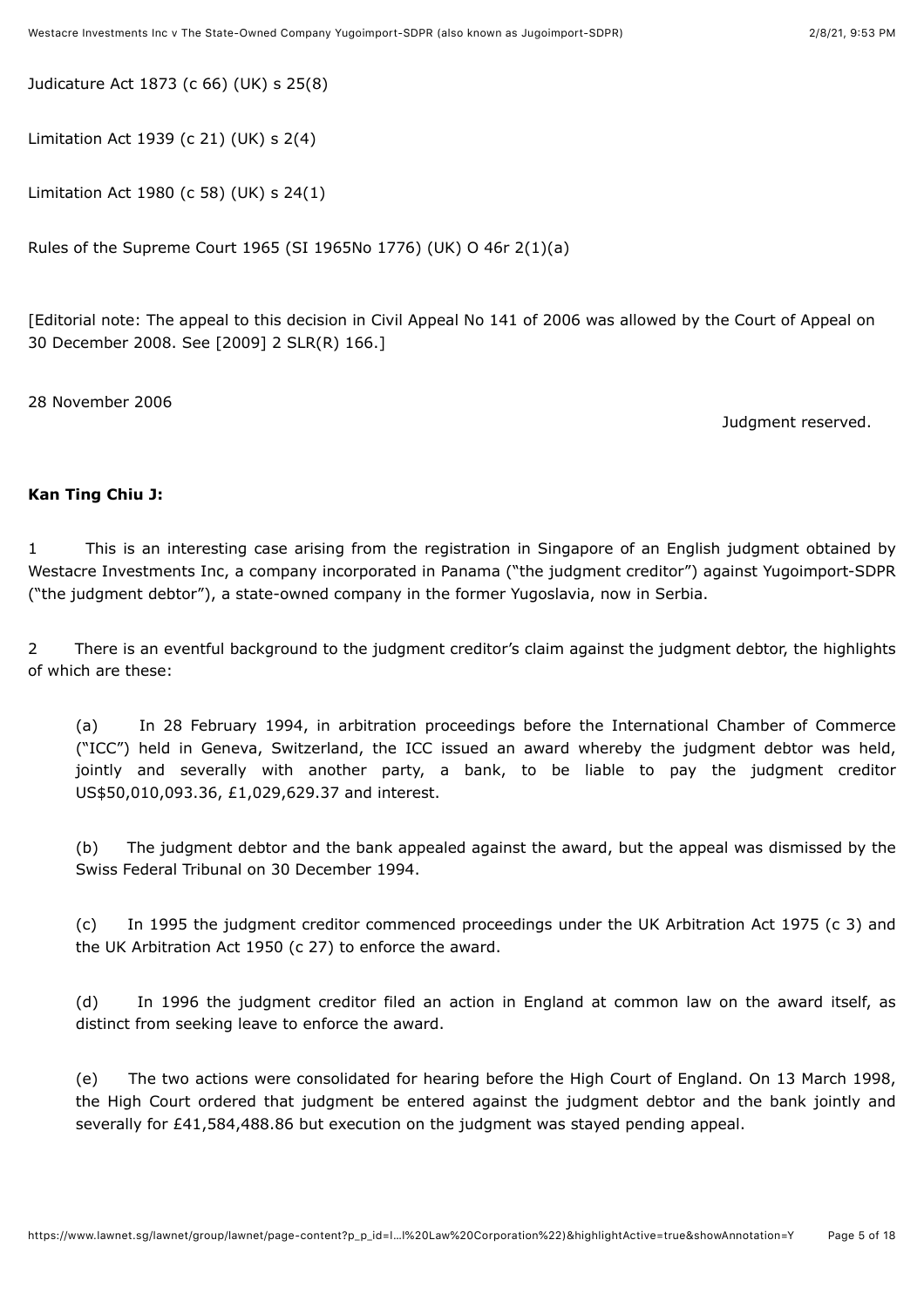Judicature Act 1873 (c 66) (UK) s 25(8)

Limitation Act 1939 (c 21) (UK) s 2(4)

Limitation Act 1980 (c 58) (UK) s 24(1)

Rules of the Supreme Court 1965 (SI 1965No 1776) (UK) O 46r 2(1)(a)

[Editorial note: The appeal to this decision in Civil Appeal No 141 of 2006 was allowed by the Court of Appeal on 30 December 2008. See [2009] 2 SLR(R) 166.]

28 November 2006

Judgment reserved.

**Kan Ting Chiu J:**

1 This is an interesting case arising from the registration in Singapore of an English judgment obtained by Westacre Investments Inc, a company incorporated in Panama ("the judgment creditor") against Yugoimport-SDPR ("the judgment debtor"), a state-owned company in the former Yugoslavia, now in Serbia.

2 There is an eventful background to the judgment creditor's claim against the judgment debtor, the highlights of which are these:

(a) In 28 February 1994, in arbitration proceedings before the International Chamber of Commerce ("ICC") held in Geneva, Switzerland, the ICC issued an award whereby the judgment debtor was held, jointly and severally with another party, a bank, to be liable to pay the judgment creditor US$50,010,093.36, £1,029,629.37 and interest.

(b) The judgment debtor and the bank appealed against the award, but the appeal was dismissed by the Swiss Federal Tribunal on 30 December 1994.

(c) In 1995 the judgment creditor commenced proceedings under the UK Arbitration Act 1975 (c 3) and the UK Arbitration Act 1950 (c 27) to enforce the award.

(d) In 1996 the judgment creditor filed an action in England at common law on the award itself, as distinct from seeking leave to enforce the award.

(e) The two actions were consolidated for hearing before the High Court of England. On 13 March 1998, the High Court ordered that judgment be entered against the judgment debtor and the bank jointly and severally for £41,584,488.86 but execution on the judgment was stayed pending appeal.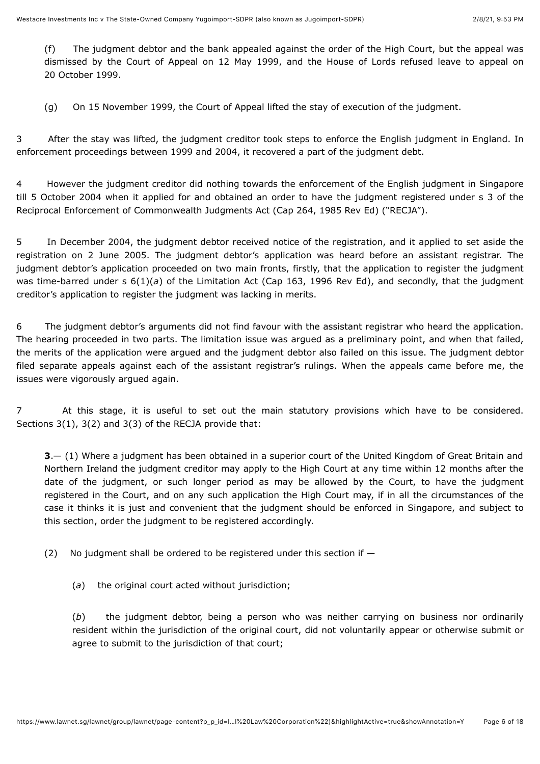(f) The judgment debtor and the bank appealed against the order of the High Court, but the appeal was dismissed by the Court of Appeal on 12 May 1999, and the House of Lords refused leave to appeal on 20 October 1999.

(g) On 15 November 1999, the Court of Appeal lifted the stay of execution of the judgment.

3 After the stay was lifted, the judgment creditor took steps to enforce the English judgment in England. In enforcement proceedings between 1999 and 2004, it recovered a part of the judgment debt.

4 However the judgment creditor did nothing towards the enforcement of the English judgment in Singapore till 5 October 2004 when it applied for and obtained an order to have the judgment registered under s 3 of the Reciprocal Enforcement of Commonwealth Judgments Act (Cap 264, 1985 Rev Ed) ("RECJA").

5 In December 2004, the judgment debtor received notice of the registration, and it applied to set aside the registration on 2 June 2005. The judgment debtor's application was heard before an assistant registrar. The judgment debtor's application proceeded on two main fronts, firstly, that the application to register the judgment was time-barred under s 6(1)(*a*) of the Limitation Act (Cap 163, 1996 Rev Ed), and secondly, that the judgment creditor's application to register the judgment was lacking in merits.

6 The judgment debtor's arguments did not find favour with the assistant registrar who heard the application. The hearing proceeded in two parts. The limitation issue was argued as a preliminary point, and when that failed, the merits of the application were argued and the judgment debtor also failed on this issue. The judgment debtor filed separate appeals against each of the assistant registrar's rulings. When the appeals came before me, the issues were vigorously argued again.

7 At this stage, it is useful to set out the main statutory provisions which have to be considered. Sections 3(1), 3(2) and 3(3) of the RECJA provide that:

> **3**.— (1) Where a judgment has been obtained in a superior court of the United Kingdom of Great Britain and Northern Ireland the judgment creditor may apply to the High Court at any time within 12 months after the date of the judgment, or such longer period as may be allowed by the Court, to have the judgment registered in the Court, and on any such application the High Court may, if in all the circumstances of the case it thinks it is just and convenient that the judgment should be enforced in Singapore, and subject to this section, order the judgment to be registered accordingly.
>
> (2) No judgment shall be ordered to be registered under this section if —
>
> (*a*) the original court acted without jurisdiction;
>
> (*b*) the judgment debtor, being a person who was neither carrying on business nor ordinarily resident within the jurisdiction of the original court, did not voluntarily appear or otherwise submit or agree to submit to the jurisdiction of that court;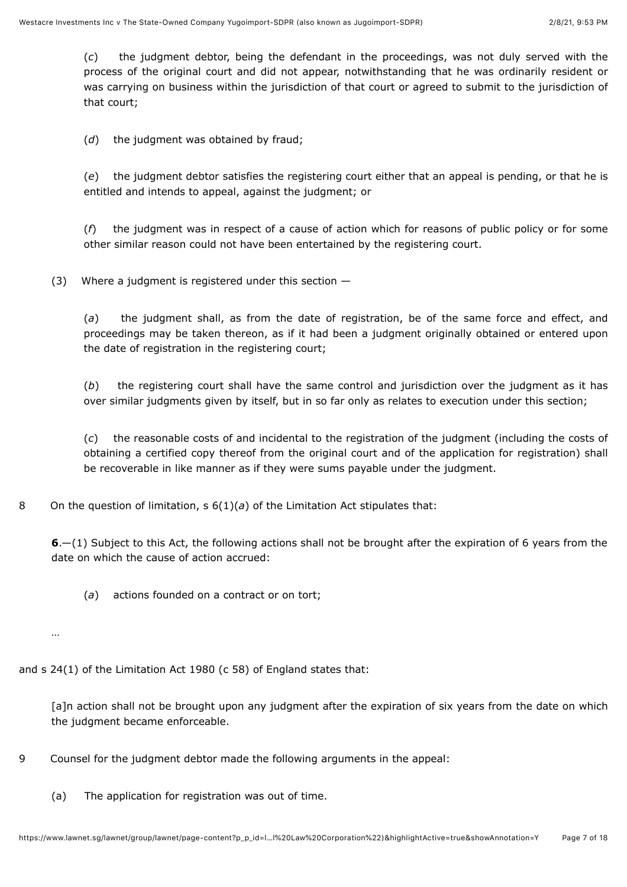(*c*) the judgment debtor, being the defendant in the proceedings, was not duly served with the process of the original court and did not appear, notwithstanding that he was ordinarily resident or was carrying on business within the jurisdiction of that court or agreed to submit to the jurisdiction of that court;

(*d*) the judgment was obtained by fraud;

(*e*) the judgment debtor satisfies the registering court either that an appeal is pending, or that he is entitled and intends to appeal, against the judgment; or

(*f*) the judgment was in respect of a cause of action which for reasons of public policy or for some other similar reason could not have been entertained by the registering court.

(3) Where a judgment is registered under this section —

(*a*) the judgment shall, as from the date of registration, be of the same force and effect, and proceedings may be taken thereon, as if it had been a judgment originally obtained or entered upon the date of registration in the registering court;

(*b*) the registering court shall have the same control and jurisdiction over the judgment as it has over similar judgments given by itself, but in so far only as relates to execution under this section;

(*c*) the reasonable costs of and incidental to the registration of the judgment (including the costs of obtaining a certified copy thereof from the original court and of the application for registration) shall be recoverable in like manner as if they were sums payable under the judgment.

8 On the question of limitation, s 6(1)(*a*) of the Limitation Act stipulates that:

**6**.—(1) Subject to this Act, the following actions shall not be brought after the expiration of 6 years from the date on which the cause of action accrued:

(*a*) actions founded on a contract or on tort;

…

and s 24(1) of the Limitation Act 1980 (c 58) of England states that:

[a]n action shall not be brought upon any judgment after the expiration of six years from the date on which the judgment became enforceable.

9 Counsel for the judgment debtor made the following arguments in the appeal:

(a) The application for registration was out of time.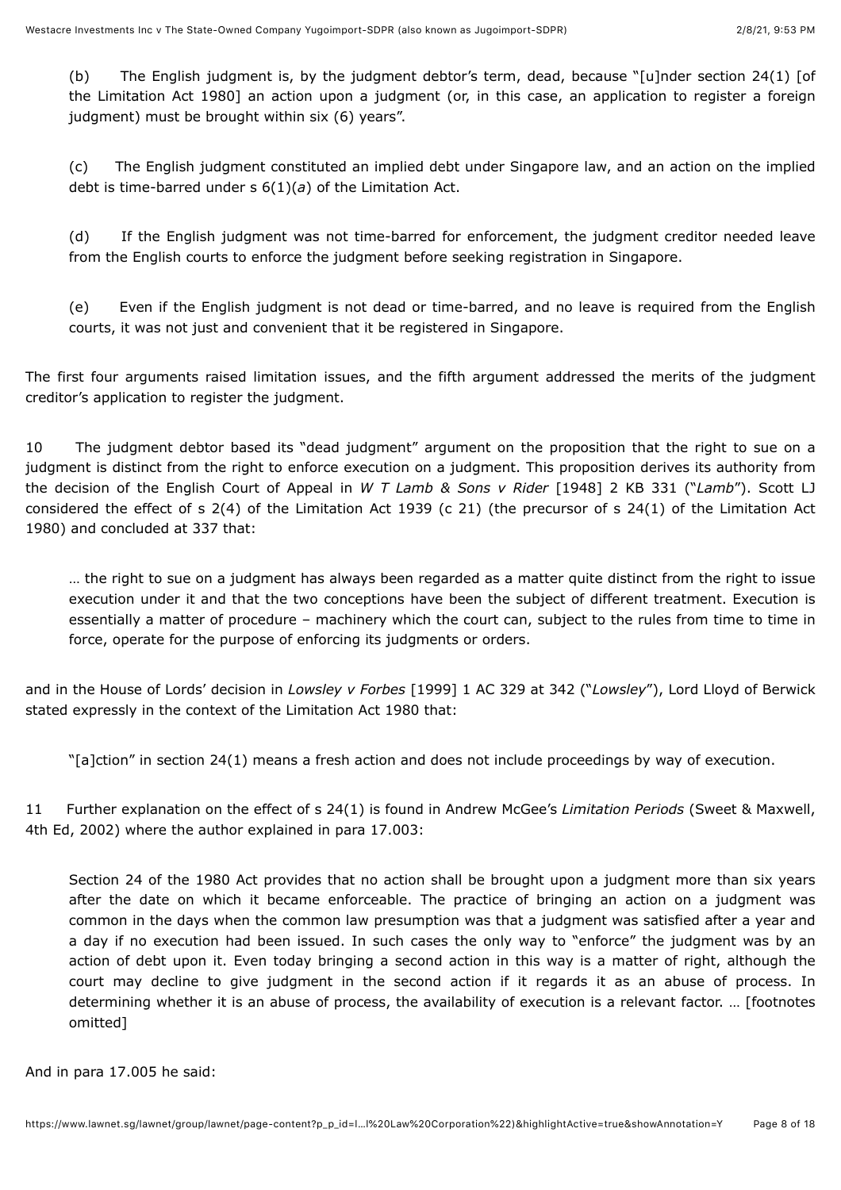(b) The English judgment is, by the judgment debtor's term, dead, because "[u]nder section 24(1) [of the Limitation Act 1980] an action upon a judgment (or, in this case, an application to register a foreign judgment) must be brought within six (6) years".

(c) The English judgment constituted an implied debt under Singapore law, and an action on the implied debt is time-barred under s 6(1)(*a*) of the Limitation Act.

(d) If the English judgment was not time-barred for enforcement, the judgment creditor needed leave from the English courts to enforce the judgment before seeking registration in Singapore.

(e) Even if the English judgment is not dead or time-barred, and no leave is required from the English courts, it was not just and convenient that it be registered in Singapore.

The first four arguments raised limitation issues, and the fifth argument addressed the merits of the judgment creditor's application to register the judgment.

10 The judgment debtor based its "dead judgment" argument on the proposition that the right to sue on a judgment is distinct from the right to enforce execution on a judgment. This proposition derives its authority from the decision of the English Court of Appeal in *W T Lamb & Sons v Rider* [1948] 2 KB 331 ("*Lamb*"). Scott LJ considered the effect of s 2(4) of the Limitation Act 1939 (c 21) (the precursor of s 24(1) of the Limitation Act 1980) and concluded at 337 that:

> … the right to sue on a judgment has always been regarded as a matter quite distinct from the right to issue execution under it and that the two conceptions have been the subject of different treatment. Execution is essentially a matter of procedure – machinery which the court can, subject to the rules from time to time in force, operate for the purpose of enforcing its judgments or orders.

and in the House of Lords' decision in *Lowsley v Forbes* [1999] 1 AC 329 at 342 ("*Lowsley*"), Lord Lloyd of Berwick stated expressly in the context of the Limitation Act 1980 that:

> "[a]ction" in section 24(1) means a fresh action and does not include proceedings by way of execution.

11 Further explanation on the effect of s 24(1) is found in Andrew McGee's *Limitation Periods* (Sweet & Maxwell, 4th Ed, 2002) where the author explained in para 17.003:

> Section 24 of the 1980 Act provides that no action shall be brought upon a judgment more than six years after the date on which it became enforceable. The practice of bringing an action on a judgment was common in the days when the common law presumption was that a judgment was satisfied after a year and a day if no execution had been issued. In such cases the only way to "enforce" the judgment was by an action of debt upon it. Even today bringing a second action in this way is a matter of right, although the court may decline to give judgment in the second action if it regards it as an abuse of process. In determining whether it is an abuse of process, the availability of execution is a relevant factor. … [footnotes omitted]

And in para 17.005 he said: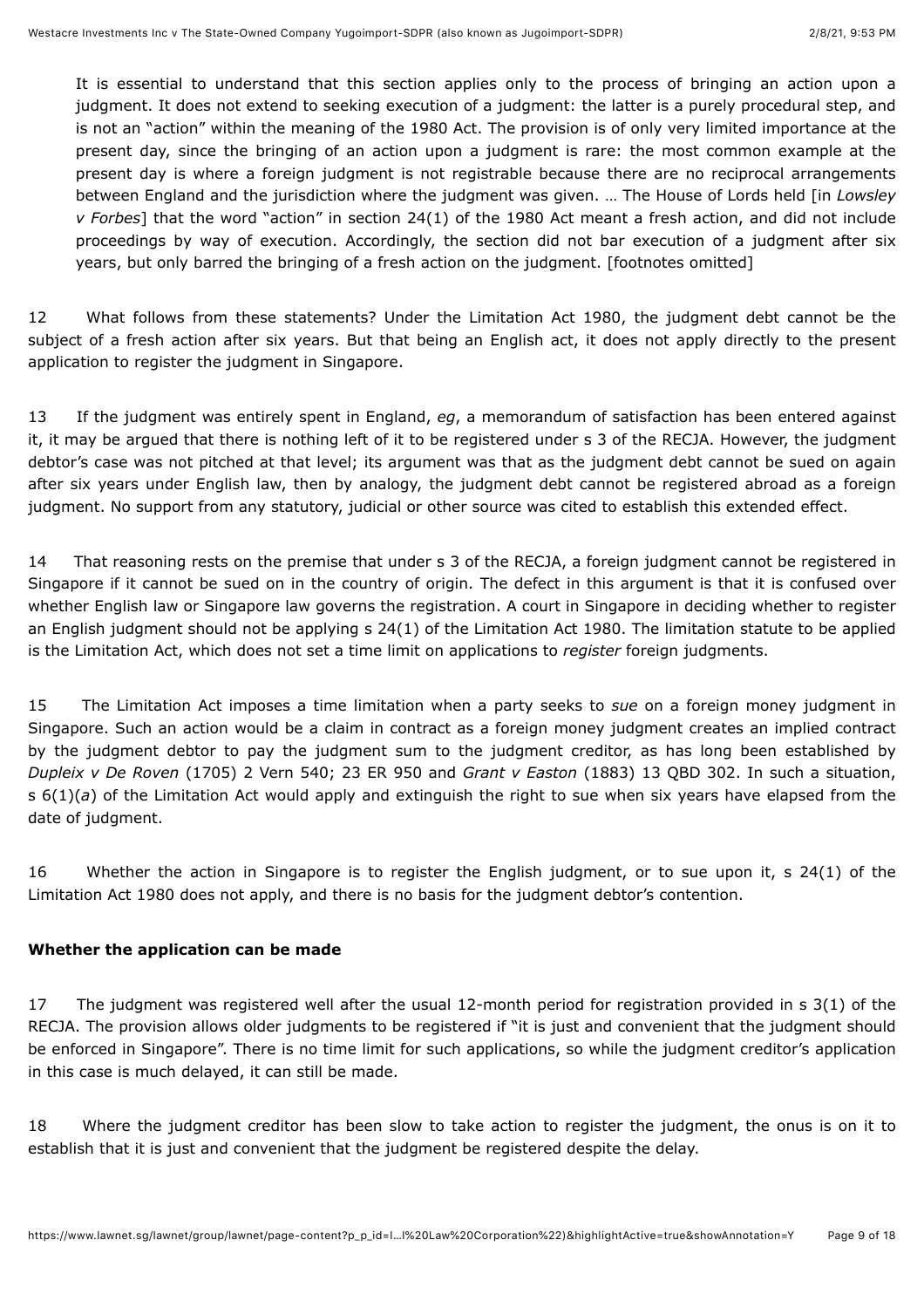> It is essential to understand that this section applies only to the process of bringing an action upon a judgment. It does not extend to seeking execution of a judgment: the latter is a purely procedural step, and is not an "action" within the meaning of the 1980 Act. The provision is of only very limited importance at the present day, since the bringing of an action upon a judgment is rare: the most common example at the present day is where a foreign judgment is not registrable because there are no reciprocal arrangements between England and the jurisdiction where the judgment was given. … The House of Lords held [in *Lowsley v Forbes*] that the word "action" in section 24(1) of the 1980 Act meant a fresh action, and did not include proceedings by way of execution. Accordingly, the section did not bar execution of a judgment after six years, but only barred the bringing of a fresh action on the judgment. [footnotes omitted]

12 What follows from these statements? Under the Limitation Act 1980, the judgment debt cannot be the subject of a fresh action after six years. But that being an English act, it does not apply directly to the present application to register the judgment in Singapore.

13 If the judgment was entirely spent in England, *eg*, a memorandum of satisfaction has been entered against it, it may be argued that there is nothing left of it to be registered under s 3 of the RECJA. However, the judgment debtor's case was not pitched at that level; its argument was that as the judgment debt cannot be sued on again after six years under English law, then by analogy, the judgment debt cannot be registered abroad as a foreign judgment. No support from any statutory, judicial or other source was cited to establish this extended effect.

14 That reasoning rests on the premise that under s 3 of the RECJA, a foreign judgment cannot be registered in Singapore if it cannot be sued on in the country of origin. The defect in this argument is that it is confused over whether English law or Singapore law governs the registration. A court in Singapore in deciding whether to register an English judgment should not be applying s 24(1) of the Limitation Act 1980. The limitation statute to be applied is the Limitation Act, which does not set a time limit on applications to *register* foreign judgments.

15 The Limitation Act imposes a time limitation when a party seeks to *sue* on a foreign money judgment in Singapore. Such an action would be a claim in contract as a foreign money judgment creates an implied contract by the judgment debtor to pay the judgment sum to the judgment creditor, as has long been established by *Dupleix v De Roven* (1705) 2 Vern 540; 23 ER 950 and *Grant v Easton* (1883) 13 QBD 302. In such a situation, s 6(1)(*a*) of the Limitation Act would apply and extinguish the right to sue when six years have elapsed from the date of judgment.

16 Whether the action in Singapore is to register the English judgment, or to sue upon it, s 24(1) of the Limitation Act 1980 does not apply, and there is no basis for the judgment debtor's contention.

**Whether the application can be made**

17 The judgment was registered well after the usual 12-month period for registration provided in s 3(1) of the RECJA. The provision allows older judgments to be registered if "it is just and convenient that the judgment should be enforced in Singapore". There is no time limit for such applications, so while the judgment creditor's application in this case is much delayed, it can still be made.

18 Where the judgment creditor has been slow to take action to register the judgment, the onus is on it to establish that it is just and convenient that the judgment be registered despite the delay.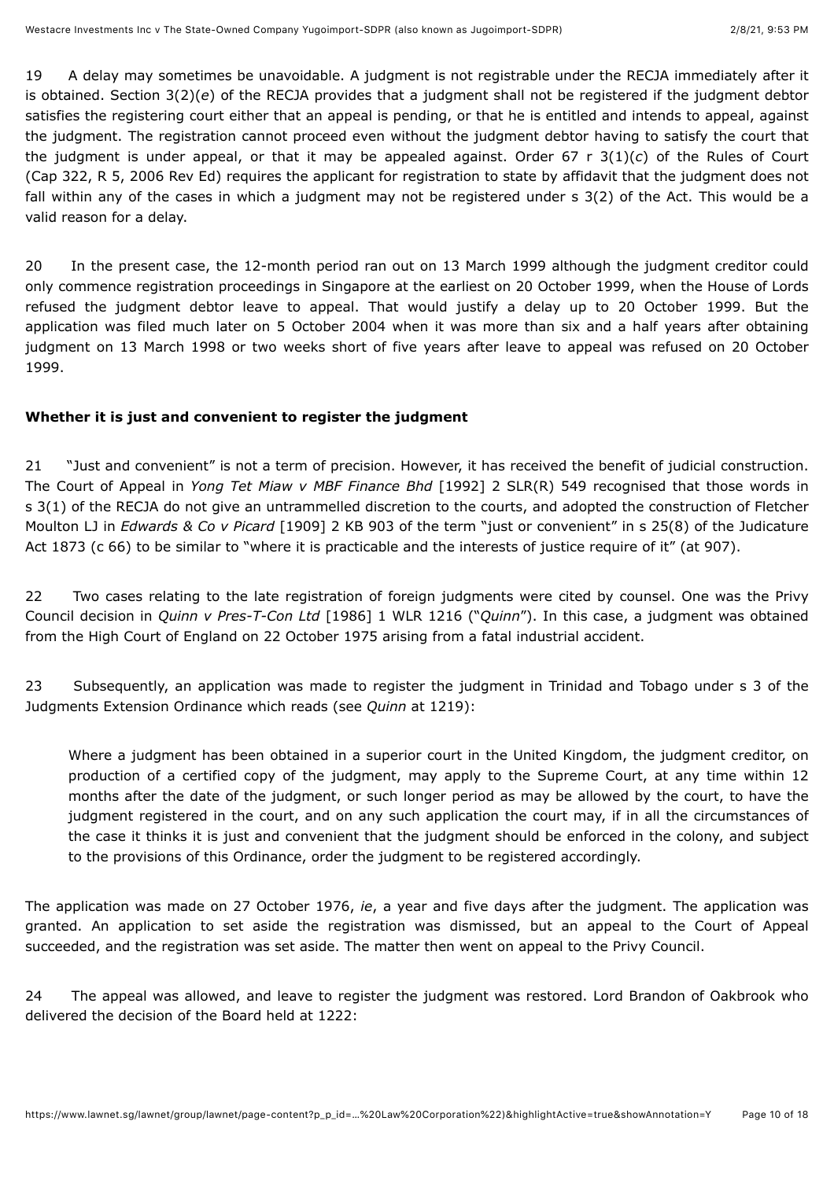19 A delay may sometimes be unavoidable. A judgment is not registrable under the RECJA immediately after it is obtained. Section 3(2)(*e*) of the RECJA provides that a judgment shall not be registered if the judgment debtor satisfies the registering court either that an appeal is pending, or that he is entitled and intends to appeal, against the judgment. The registration cannot proceed even without the judgment debtor having to satisfy the court that the judgment is under appeal, or that it may be appealed against. Order 67 r 3(1)(*c*) of the Rules of Court (Cap 322, R 5, 2006 Rev Ed) requires the applicant for registration to state by affidavit that the judgment does not fall within any of the cases in which a judgment may not be registered under s 3(2) of the Act. This would be a valid reason for a delay.

20 In the present case, the 12-month period ran out on 13 March 1999 although the judgment creditor could only commence registration proceedings in Singapore at the earliest on 20 October 1999, when the House of Lords refused the judgment debtor leave to appeal. That would justify a delay up to 20 October 1999. But the application was filed much later on 5 October 2004 when it was more than six and a half years after obtaining judgment on 13 March 1998 or two weeks short of five years after leave to appeal was refused on 20 October 1999.

**Whether it is just and convenient to register the judgment**

21 "Just and convenient" is not a term of precision. However, it has received the benefit of judicial construction. The Court of Appeal in *Yong Tet Miaw v MBF Finance Bhd* [1992] 2 SLR(R) 549 recognised that those words in s 3(1) of the RECJA do not give an untrammelled discretion to the courts, and adopted the construction of Fletcher Moulton LJ in *Edwards & Co v Picard* [1909] 2 KB 903 of the term "just or convenient" in s 25(8) of the Judicature Act 1873 (c 66) to be similar to "where it is practicable and the interests of justice require of it" (at 907).

22 Two cases relating to the late registration of foreign judgments were cited by counsel. One was the Privy Council decision in *Quinn v Pres-T-Con Ltd* [1986] 1 WLR 1216 ("*Quinn*"). In this case, a judgment was obtained from the High Court of England on 22 October 1975 arising from a fatal industrial accident.

23 Subsequently, an application was made to register the judgment in Trinidad and Tobago under s 3 of the Judgments Extension Ordinance which reads (see *Quinn* at 1219):

> Where a judgment has been obtained in a superior court in the United Kingdom, the judgment creditor, on production of a certified copy of the judgment, may apply to the Supreme Court, at any time within 12 months after the date of the judgment, or such longer period as may be allowed by the court, to have the judgment registered in the court, and on any such application the court may, if in all the circumstances of the case it thinks it is just and convenient that the judgment should be enforced in the colony, and subject to the provisions of this Ordinance, order the judgment to be registered accordingly.

The application was made on 27 October 1976, *ie*, a year and five days after the judgment. The application was granted. An application to set aside the registration was dismissed, but an appeal to the Court of Appeal succeeded, and the registration was set aside. The matter then went on appeal to the Privy Council.

24 The appeal was allowed, and leave to register the judgment was restored. Lord Brandon of Oakbrook who delivered the decision of the Board held at 1222: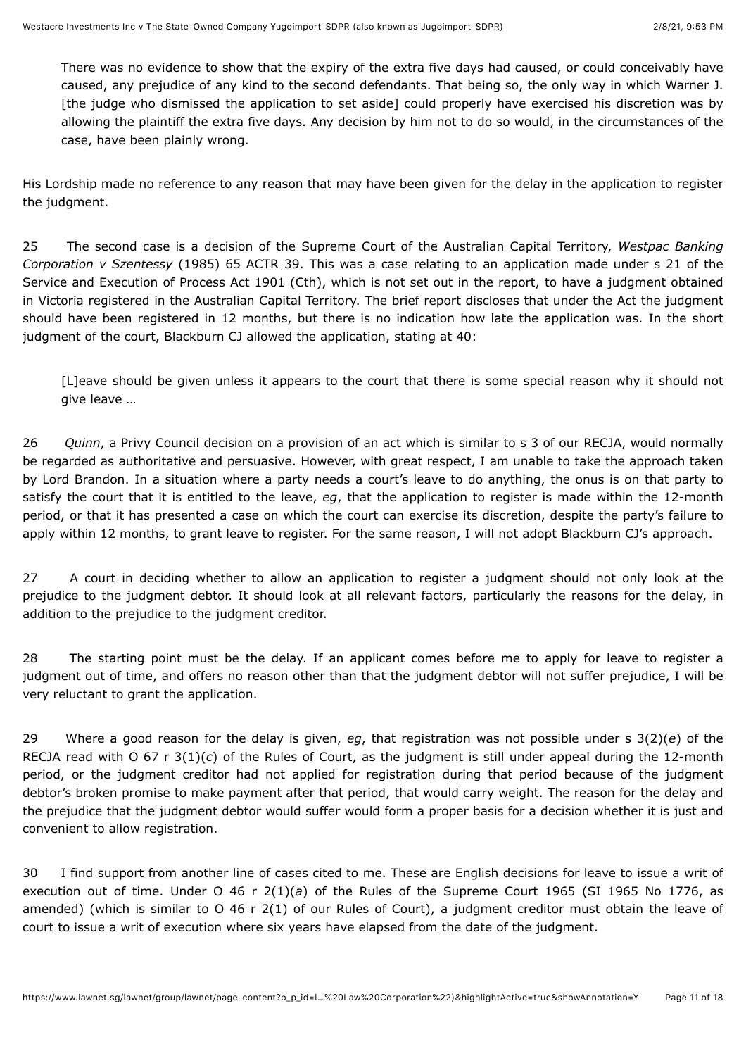> There was no evidence to show that the expiry of the extra five days had caused, or could conceivably have caused, any prejudice of any kind to the second defendants. That being so, the only way in which Warner J. [the judge who dismissed the application to set aside] could properly have exercised his discretion was by allowing the plaintiff the extra five days. Any decision by him not to do so would, in the circumstances of the case, have been plainly wrong.

His Lordship made no reference to any reason that may have been given for the delay in the application to register the judgment.

25 The second case is a decision of the Supreme Court of the Australian Capital Territory, *Westpac Banking Corporation v Szentessy* (1985) 65 ACTR 39. This was a case relating to an application made under s 21 of the Service and Execution of Process Act 1901 (Cth), which is not set out in the report, to have a judgment obtained in Victoria registered in the Australian Capital Territory. The brief report discloses that under the Act the judgment should have been registered in 12 months, but there is no indication how late the application was. In the short judgment of the court, Blackburn CJ allowed the application, stating at 40:

> [L]eave should be given unless it appears to the court that there is some special reason why it should not give leave …

26 *Quinn*, a Privy Council decision on a provision of an act which is similar to s 3 of our RECJA, would normally be regarded as authoritative and persuasive. However, with great respect, I am unable to take the approach taken by Lord Brandon. In a situation where a party needs a court's leave to do anything, the onus is on that party to satisfy the court that it is entitled to the leave, *eg*, that the application to register is made within the 12-month period, or that it has presented a case on which the court can exercise its discretion, despite the party's failure to apply within 12 months, to grant leave to register. For the same reason, I will not adopt Blackburn CJ's approach.

27 A court in deciding whether to allow an application to register a judgment should not only look at the prejudice to the judgment debtor. It should look at all relevant factors, particularly the reasons for the delay, in addition to the prejudice to the judgment creditor.

28 The starting point must be the delay. If an applicant comes before me to apply for leave to register a judgment out of time, and offers no reason other than that the judgment debtor will not suffer prejudice, I will be very reluctant to grant the application.

29 Where a good reason for the delay is given, *eg*, that registration was not possible under s 3(2)(*e*) of the RECJA read with O 67 r 3(1)(*c*) of the Rules of Court, as the judgment is still under appeal during the 12-month period, or the judgment creditor had not applied for registration during that period because of the judgment debtor's broken promise to make payment after that period, that would carry weight. The reason for the delay and the prejudice that the judgment debtor would suffer would form a proper basis for a decision whether it is just and convenient to allow registration.

30 I find support from another line of cases cited to me. These are English decisions for leave to issue a writ of execution out of time. Under O 46 r 2(1)(*a*) of the Rules of the Supreme Court 1965 (SI 1965 No 1776, as amended) (which is similar to O 46 r 2(1) of our Rules of Court), a judgment creditor must obtain the leave of court to issue a writ of execution where six years have elapsed from the date of the judgment.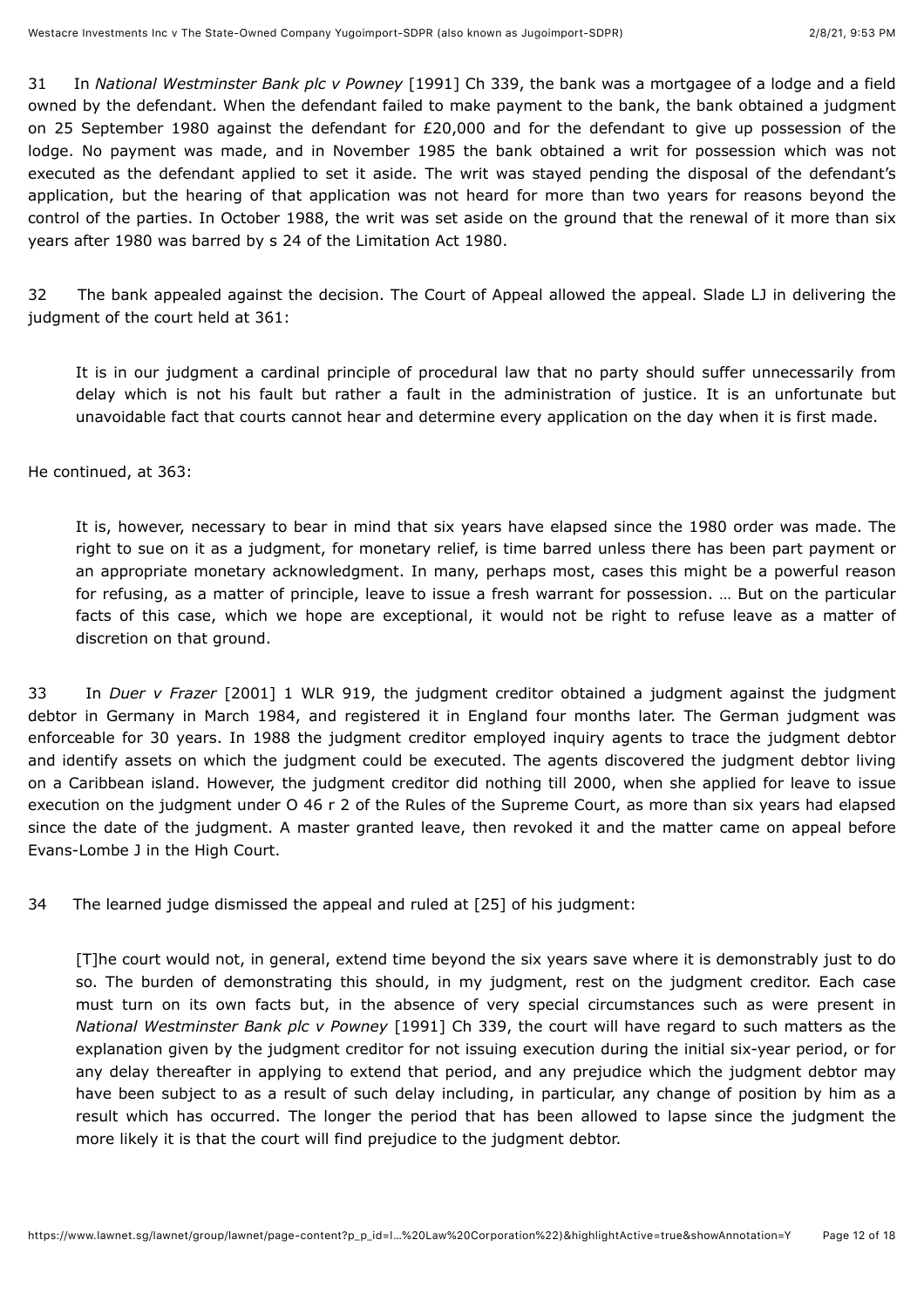31 In *National Westminster Bank plc v Powney* [1991] Ch 339, the bank was a mortgagee of a lodge and a field owned by the defendant. When the defendant failed to make payment to the bank, the bank obtained a judgment on 25 September 1980 against the defendant for £20,000 and for the defendant to give up possession of the lodge. No payment was made, and in November 1985 the bank obtained a writ for possession which was not executed as the defendant applied to set it aside. The writ was stayed pending the disposal of the defendant's application, but the hearing of that application was not heard for more than two years for reasons beyond the control of the parties. In October 1988, the writ was set aside on the ground that the renewal of it more than six years after 1980 was barred by s 24 of the Limitation Act 1980.

32 The bank appealed against the decision. The Court of Appeal allowed the appeal. Slade LJ in delivering the judgment of the court held at 361:

> It is in our judgment a cardinal principle of procedural law that no party should suffer unnecessarily from delay which is not his fault but rather a fault in the administration of justice. It is an unfortunate but unavoidable fact that courts cannot hear and determine every application on the day when it is first made.

He continued, at 363:

> It is, however, necessary to bear in mind that six years have elapsed since the 1980 order was made. The right to sue on it as a judgment, for monetary relief, is time barred unless there has been part payment or an appropriate monetary acknowledgment. In many, perhaps most, cases this might be a powerful reason for refusing, as a matter of principle, leave to issue a fresh warrant for possession. … But on the particular facts of this case, which we hope are exceptional, it would not be right to refuse leave as a matter of discretion on that ground.

33 In *Duer v Frazer* [2001] 1 WLR 919, the judgment creditor obtained a judgment against the judgment debtor in Germany in March 1984, and registered it in England four months later. The German judgment was enforceable for 30 years. In 1988 the judgment creditor employed inquiry agents to trace the judgment debtor and identify assets on which the judgment could be executed. The agents discovered the judgment debtor living on a Caribbean island. However, the judgment creditor did nothing till 2000, when she applied for leave to issue execution on the judgment under O 46 r 2 of the Rules of the Supreme Court, as more than six years had elapsed since the date of the judgment. A master granted leave, then revoked it and the matter came on appeal before Evans-Lombe J in the High Court.

34 The learned judge dismissed the appeal and ruled at [25] of his judgment:

> [T]he court would not, in general, extend time beyond the six years save where it is demonstrably just to do so. The burden of demonstrating this should, in my judgment, rest on the judgment creditor. Each case must turn on its own facts but, in the absence of very special circumstances such as were present in *National Westminster Bank plc v Powney* [1991] Ch 339, the court will have regard to such matters as the explanation given by the judgment creditor for not issuing execution during the initial six-year period, or for any delay thereafter in applying to extend that period, and any prejudice which the judgment debtor may have been subject to as a result of such delay including, in particular, any change of position by him as a result which has occurred. The longer the period that has been allowed to lapse since the judgment the more likely it is that the court will find prejudice to the judgment debtor.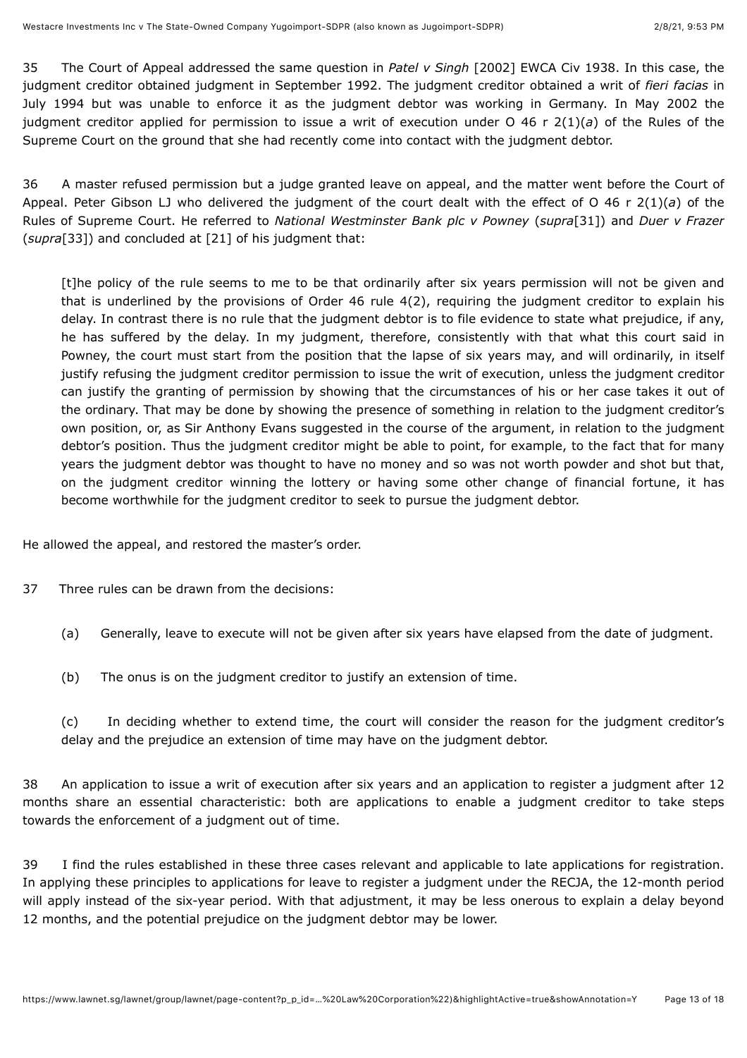35 The Court of Appeal addressed the same question in *Patel v Singh* [2002] EWCA Civ 1938. In this case, the judgment creditor obtained judgment in September 1992. The judgment creditor obtained a writ of *fieri facias* in July 1994 but was unable to enforce it as the judgment debtor was working in Germany. In May 2002 the judgment creditor applied for permission to issue a writ of execution under O 46 r 2(1)(*a*) of the Rules of the Supreme Court on the ground that she had recently come into contact with the judgment debtor.

36 A master refused permission but a judge granted leave on appeal, and the matter went before the Court of Appeal. Peter Gibson LJ who delivered the judgment of the court dealt with the effect of O 46 r 2(1)(*a*) of the Rules of Supreme Court. He referred to *National Westminster Bank plc v Powney* (*supra*[31]) and *Duer v Frazer* (*supra*[33]) and concluded at [21] of his judgment that:

> [t]he policy of the rule seems to me to be that ordinarily after six years permission will not be given and that is underlined by the provisions of Order 46 rule 4(2), requiring the judgment creditor to explain his delay. In contrast there is no rule that the judgment debtor is to file evidence to state what prejudice, if any, he has suffered by the delay. In my judgment, therefore, consistently with that what this court said in Powney, the court must start from the position that the lapse of six years may, and will ordinarily, in itself justify refusing the judgment creditor permission to issue the writ of execution, unless the judgment creditor can justify the granting of permission by showing that the circumstances of his or her case takes it out of the ordinary. That may be done by showing the presence of something in relation to the judgment creditor's own position, or, as Sir Anthony Evans suggested in the course of the argument, in relation to the judgment debtor's position. Thus the judgment creditor might be able to point, for example, to the fact that for many years the judgment debtor was thought to have no money and so was not worth powder and shot but that, on the judgment creditor winning the lottery or having some other change of financial fortune, it has become worthwhile for the judgment creditor to seek to pursue the judgment debtor.

He allowed the appeal, and restored the master's order.

37 Three rules can be drawn from the decisions:

> (a) Generally, leave to execute will not be given after six years have elapsed from the date of judgment.
>
> (b) The onus is on the judgment creditor to justify an extension of time.
>
> (c) In deciding whether to extend time, the court will consider the reason for the judgment creditor's delay and the prejudice an extension of time may have on the judgment debtor.

38 An application to issue a writ of execution after six years and an application to register a judgment after 12 months share an essential characteristic: both are applications to enable a judgment creditor to take steps towards the enforcement of a judgment out of time.

39 I find the rules established in these three cases relevant and applicable to late applications for registration. In applying these principles to applications for leave to register a judgment under the RECJA, the 12-month period will apply instead of the six-year period. With that adjustment, it may be less onerous to explain a delay beyond 12 months, and the potential prejudice on the judgment debtor may be lower.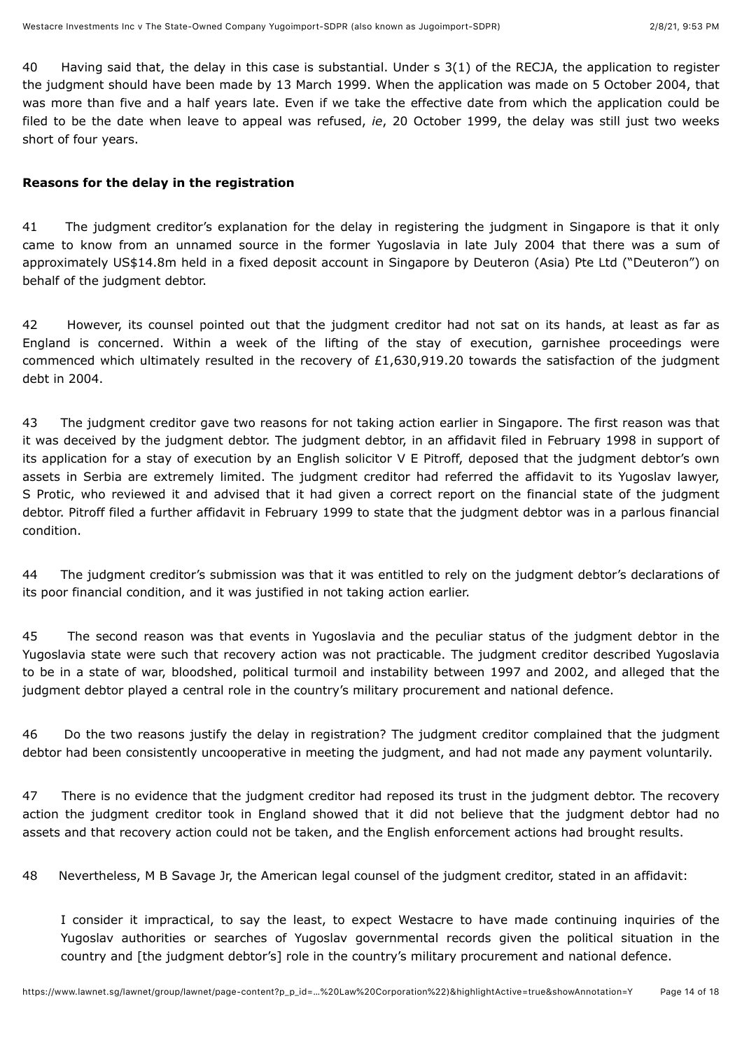40 Having said that, the delay in this case is substantial. Under s 3(1) of the RECJA, the application to register the judgment should have been made by 13 March 1999. When the application was made on 5 October 2004, that was more than five and a half years late. Even if we take the effective date from which the application could be filed to be the date when leave to appeal was refused, *ie*, 20 October 1999, the delay was still just two weeks short of four years.

**Reasons for the delay in the registration**

41 The judgment creditor's explanation for the delay in registering the judgment in Singapore is that it only came to know from an unnamed source in the former Yugoslavia in late July 2004 that there was a sum of approximately US$14.8m held in a fixed deposit account in Singapore by Deuteron (Asia) Pte Ltd ("Deuteron") on behalf of the judgment debtor.

42 However, its counsel pointed out that the judgment creditor had not sat on its hands, at least as far as England is concerned. Within a week of the lifting of the stay of execution, garnishee proceedings were commenced which ultimately resulted in the recovery of £1,630,919.20 towards the satisfaction of the judgment debt in 2004.

43 The judgment creditor gave two reasons for not taking action earlier in Singapore. The first reason was that it was deceived by the judgment debtor. The judgment debtor, in an affidavit filed in February 1998 in support of its application for a stay of execution by an English solicitor V E Pitroff, deposed that the judgment debtor's own assets in Serbia are extremely limited. The judgment creditor had referred the affidavit to its Yugoslav lawyer, S Protic, who reviewed it and advised that it had given a correct report on the financial state of the judgment debtor. Pitroff filed a further affidavit in February 1999 to state that the judgment debtor was in a parlous financial condition.

44 The judgment creditor's submission was that it was entitled to rely on the judgment debtor's declarations of its poor financial condition, and it was justified in not taking action earlier.

45 The second reason was that events in Yugoslavia and the peculiar status of the judgment debtor in the Yugoslavia state were such that recovery action was not practicable. The judgment creditor described Yugoslavia to be in a state of war, bloodshed, political turmoil and instability between 1997 and 2002, and alleged that the judgment debtor played a central role in the country's military procurement and national defence.

46 Do the two reasons justify the delay in registration? The judgment creditor complained that the judgment debtor had been consistently uncooperative in meeting the judgment, and had not made any payment voluntarily.

47 There is no evidence that the judgment creditor had reposed its trust in the judgment debtor. The recovery action the judgment creditor took in England showed that it did not believe that the judgment debtor had no assets and that recovery action could not be taken, and the English enforcement actions had brought results.

48 Nevertheless, M B Savage Jr, the American legal counsel of the judgment creditor, stated in an affidavit:

> I consider it impractical, to say the least, to expect Westacre to have made continuing inquiries of the Yugoslav authorities or searches of Yugoslav governmental records given the political situation in the country and [the judgment debtor's] role in the country's military procurement and national defence.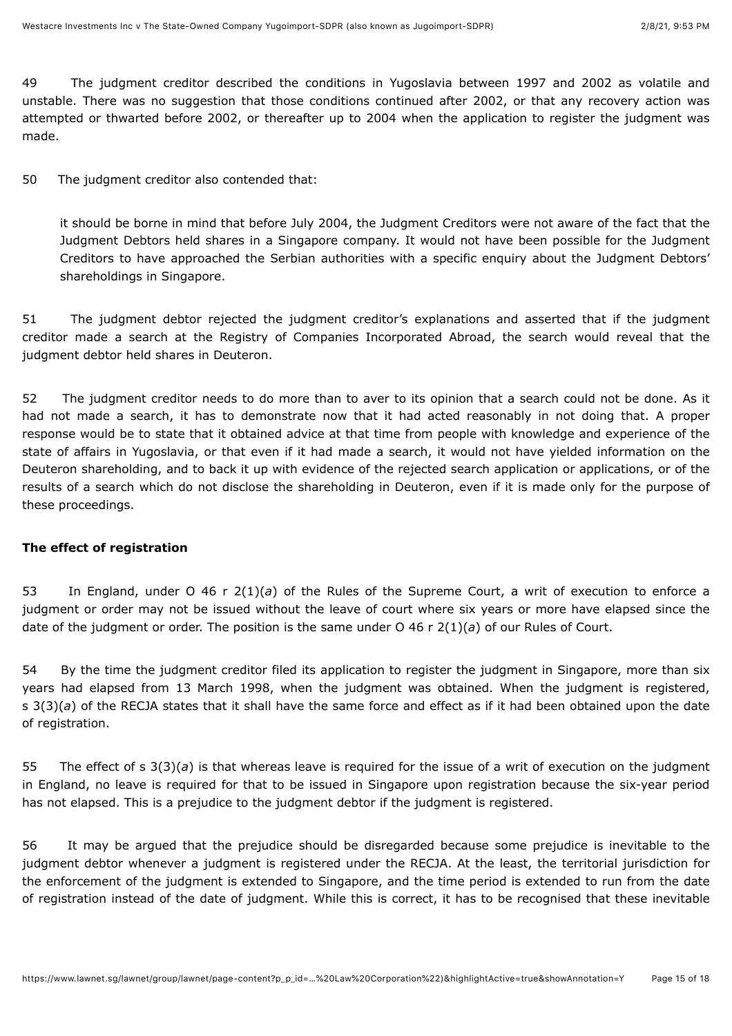49 The judgment creditor described the conditions in Yugoslavia between 1997 and 2002 as volatile and unstable. There was no suggestion that those conditions continued after 2002, or that any recovery action was attempted or thwarted before 2002, or thereafter up to 2004 when the application to register the judgment was made.

50 The judgment creditor also contended that:

> it should be borne in mind that before July 2004, the Judgment Creditors were not aware of the fact that the Judgment Debtors held shares in a Singapore company. It would not have been possible for the Judgment Creditors to have approached the Serbian authorities with a specific enquiry about the Judgment Debtors' shareholdings in Singapore.

51 The judgment debtor rejected the judgment creditor's explanations and asserted that if the judgment creditor made a search at the Registry of Companies Incorporated Abroad, the search would reveal that the judgment debtor held shares in Deuteron.

52 The judgment creditor needs to do more than to aver to its opinion that a search could not be done. As it had not made a search, it has to demonstrate now that it had acted reasonably in not doing that. A proper response would be to state that it obtained advice at that time from people with knowledge and experience of the state of affairs in Yugoslavia, or that even if it had made a search, it would not have yielded information on the Deuteron shareholding, and to back it up with evidence of the rejected search application or applications, or of the results of a search which do not disclose the shareholding in Deuteron, even if it is made only for the purpose of these proceedings.

**The effect of registration**

53 In England, under O 46 r 2(1)(*a*) of the Rules of the Supreme Court, a writ of execution to enforce a judgment or order may not be issued without the leave of court where six years or more have elapsed since the date of the judgment or order. The position is the same under O 46 r 2(1)(*a*) of our Rules of Court.

54 By the time the judgment creditor filed its application to register the judgment in Singapore, more than six years had elapsed from 13 March 1998, when the judgment was obtained. When the judgment is registered, s 3(3)(*a*) of the RECJA states that it shall have the same force and effect as if it had been obtained upon the date of registration.

55 The effect of s 3(3)(*a*) is that whereas leave is required for the issue of a writ of execution on the judgment in England, no leave is required for that to be issued in Singapore upon registration because the six-year period has not elapsed. This is a prejudice to the judgment debtor if the judgment is registered.

56 It may be argued that the prejudice should be disregarded because some prejudice is inevitable to the judgment debtor whenever a judgment is registered under the RECJA. At the least, the territorial jurisdiction for the enforcement of the judgment is extended to Singapore, and the time period is extended to run from the date of registration instead of the date of judgment. While this is correct, it has to be recognised that these inevitable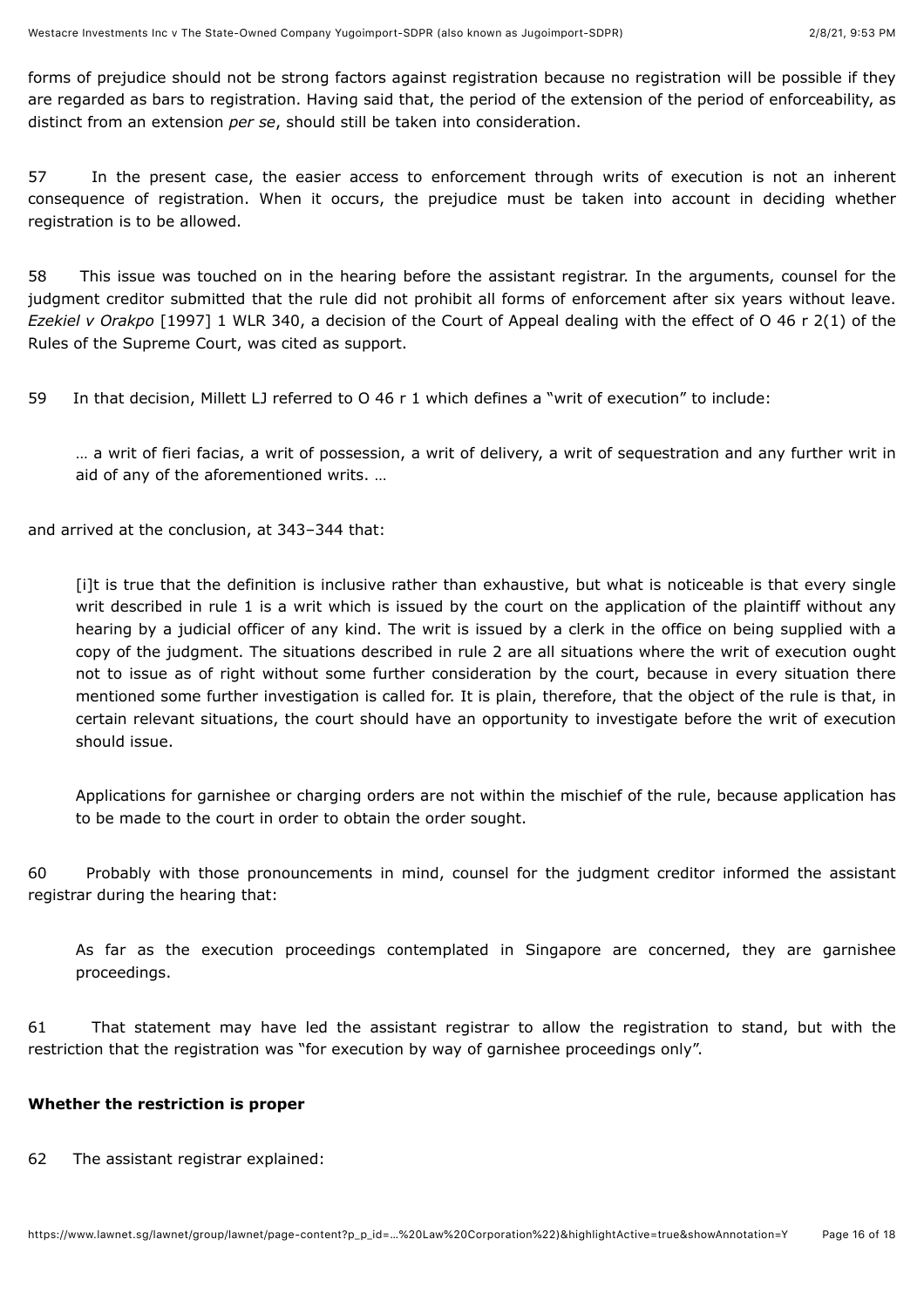forms of prejudice should not be strong factors against registration because no registration will be possible if they are regarded as bars to registration. Having said that, the period of the extension of the period of enforceability, as distinct from an extension *per se*, should still be taken into consideration.

57 In the present case, the easier access to enforcement through writs of execution is not an inherent consequence of registration. When it occurs, the prejudice must be taken into account in deciding whether registration is to be allowed.

58 This issue was touched on in the hearing before the assistant registrar. In the arguments, counsel for the judgment creditor submitted that the rule did not prohibit all forms of enforcement after six years without leave. *Ezekiel v Orakpo* [1997] 1 WLR 340, a decision of the Court of Appeal dealing with the effect of O 46 r 2(1) of the Rules of the Supreme Court, was cited as support.

59 In that decision, Millett LJ referred to O 46 r 1 which defines a "writ of execution" to include:

> … a writ of fieri facias, a writ of possession, a writ of delivery, a writ of sequestration and any further writ in aid of any of the aforementioned writs. …

and arrived at the conclusion, at 343–344 that:

> [i]t is true that the definition is inclusive rather than exhaustive, but what is noticeable is that every single writ described in rule 1 is a writ which is issued by the court on the application of the plaintiff without any hearing by a judicial officer of any kind. The writ is issued by a clerk in the office on being supplied with a copy of the judgment. The situations described in rule 2 are all situations where the writ of execution ought not to issue as of right without some further consideration by the court, because in every situation there mentioned some further investigation is called for. It is plain, therefore, that the object of the rule is that, in certain relevant situations, the court should have an opportunity to investigate before the writ of execution should issue.
>
> Applications for garnishee or charging orders are not within the mischief of the rule, because application has to be made to the court in order to obtain the order sought.

60 Probably with those pronouncements in mind, counsel for the judgment creditor informed the assistant registrar during the hearing that:

> As far as the execution proceedings contemplated in Singapore are concerned, they are garnishee proceedings.

61 That statement may have led the assistant registrar to allow the registration to stand, but with the restriction that the registration was "for execution by way of garnishee proceedings only".

**Whether the restriction is proper**

62 The assistant registrar explained: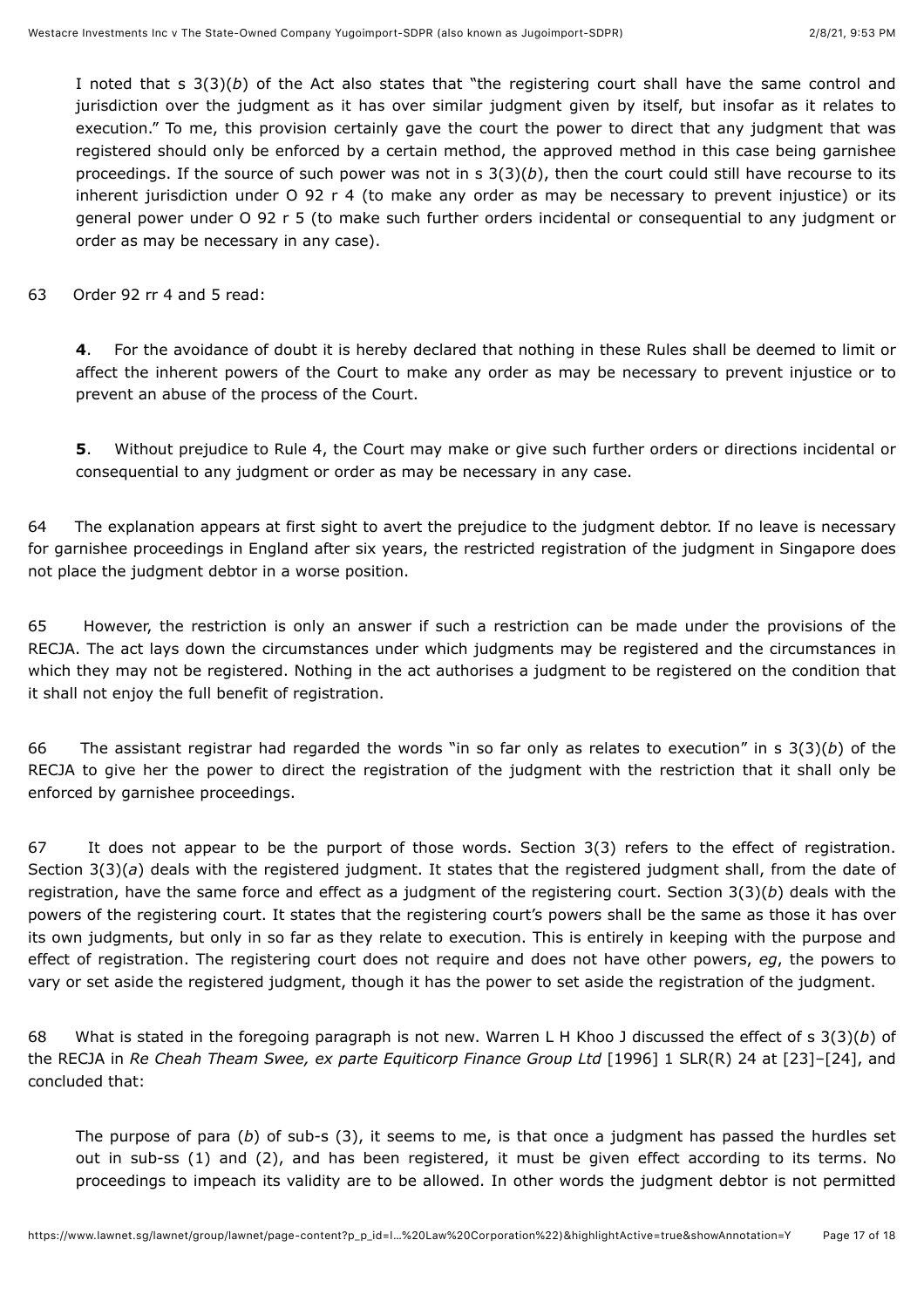> I noted that s 3(3)(*b*) of the Act also states that "the registering court shall have the same control and jurisdiction over the judgment as it has over similar judgment given by itself, but insofar as it relates to execution." To me, this provision certainly gave the court the power to direct that any judgment that was registered should only be enforced by a certain method, the approved method in this case being garnishee proceedings. If the source of such power was not in s 3(3)(*b*), then the court could still have recourse to its inherent jurisdiction under O 92 r 4 (to make any order as may be necessary to prevent injustice) or its general power under O 92 r 5 (to make such further orders incidental or consequential to any judgment or order as may be necessary in any case).

63 Order 92 rr 4 and 5 read:

> **4**. For the avoidance of doubt it is hereby declared that nothing in these Rules shall be deemed to limit or affect the inherent powers of the Court to make any order as may be necessary to prevent injustice or to prevent an abuse of the process of the Court.
>
> **5**. Without prejudice to Rule 4, the Court may make or give such further orders or directions incidental or consequential to any judgment or order as may be necessary in any case.

64 The explanation appears at first sight to avert the prejudice to the judgment debtor. If no leave is necessary for garnishee proceedings in England after six years, the restricted registration of the judgment in Singapore does not place the judgment debtor in a worse position.

65 However, the restriction is only an answer if such a restriction can be made under the provisions of the RECJA. The act lays down the circumstances under which judgments may be registered and the circumstances in which they may not be registered. Nothing in the act authorises a judgment to be registered on the condition that it shall not enjoy the full benefit of registration.

66 The assistant registrar had regarded the words "in so far only as relates to execution" in s 3(3)(*b*) of the RECJA to give her the power to direct the registration of the judgment with the restriction that it shall only be enforced by garnishee proceedings.

67 It does not appear to be the purport of those words. Section 3(3) refers to the effect of registration. Section 3(3)(*a*) deals with the registered judgment. It states that the registered judgment shall, from the date of registration, have the same force and effect as a judgment of the registering court. Section 3(3)(*b*) deals with the powers of the registering court. It states that the registering court's powers shall be the same as those it has over its own judgments, but only in so far as they relate to execution. This is entirely in keeping with the purpose and effect of registration. The registering court does not require and does not have other powers, *eg*, the powers to vary or set aside the registered judgment, though it has the power to set aside the registration of the judgment.

68 What is stated in the foregoing paragraph is not new. Warren L H Khoo J discussed the effect of s 3(3)(*b*) of the RECJA in *Re Cheah Theam Swee, ex parte Equiticorp Finance Group Ltd* [1996] 1 SLR(R) 24 at [23]–[24], and concluded that:

> The purpose of para (*b*) of sub-s (3), it seems to me, is that once a judgment has passed the hurdles set out in sub-ss (1) and (2), and has been registered, it must be given effect according to its terms. No proceedings to impeach its validity are to be allowed. In other words the judgment debtor is not permitted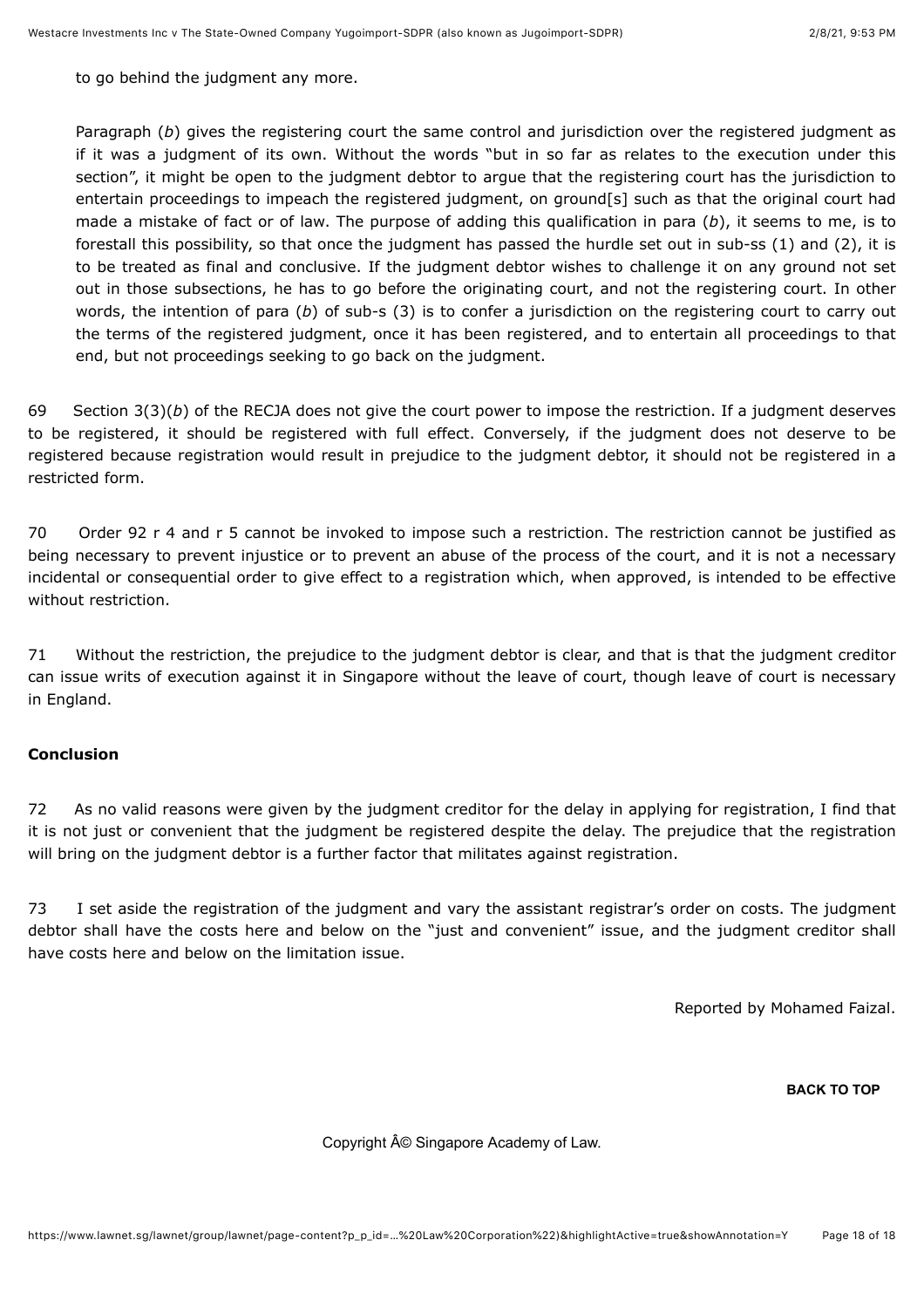to go behind the judgment any more.

> Paragraph (*b*) gives the registering court the same control and jurisdiction over the registered judgment as if it was a judgment of its own. Without the words "but in so far as relates to the execution under this section", it might be open to the judgment debtor to argue that the registering court has the jurisdiction to entertain proceedings to impeach the registered judgment, on ground[s] such as that the original court had made a mistake of fact or of law. The purpose of adding this qualification in para (*b*), it seems to me, is to forestall this possibility, so that once the judgment has passed the hurdle set out in sub-ss (1) and (2), it is to be treated as final and conclusive. If the judgment debtor wishes to challenge it on any ground not set out in those subsections, he has to go before the originating court, and not the registering court. In other words, the intention of para (*b*) of sub-s (3) is to confer a jurisdiction on the registering court to carry out the terms of the registered judgment, once it has been registered, and to entertain all proceedings to that end, but not proceedings seeking to go back on the judgment.

69 Section 3(3)(*b*) of the RECJA does not give the court power to impose the restriction. If a judgment deserves to be registered, it should be registered with full effect. Conversely, if the judgment does not deserve to be registered because registration would result in prejudice to the judgment debtor, it should not be registered in a restricted form.

70 Order 92 r 4 and r 5 cannot be invoked to impose such a restriction. The restriction cannot be justified as being necessary to prevent injustice or to prevent an abuse of the process of the court, and it is not a necessary incidental or consequential order to give effect to a registration which, when approved, is intended to be effective without restriction.

71 Without the restriction, the prejudice to the judgment debtor is clear, and that is that the judgment creditor can issue writs of execution against it in Singapore without the leave of court, though leave of court is necessary in England.

**Conclusion**

72 As no valid reasons were given by the judgment creditor for the delay in applying for registration, I find that it is not just or convenient that the judgment be registered despite the delay. The prejudice that the registration will bring on the judgment debtor is a further factor that militates against registration.

73 I set aside the registration of the judgment and vary the assistant registrar's order on costs. The judgment debtor shall have the costs here and below on the "just and convenient" issue, and the judgment creditor shall have costs here and below on the limitation issue.

Reported by Mohamed Faizal.

Copyright Â© Singapore Academy of Law.